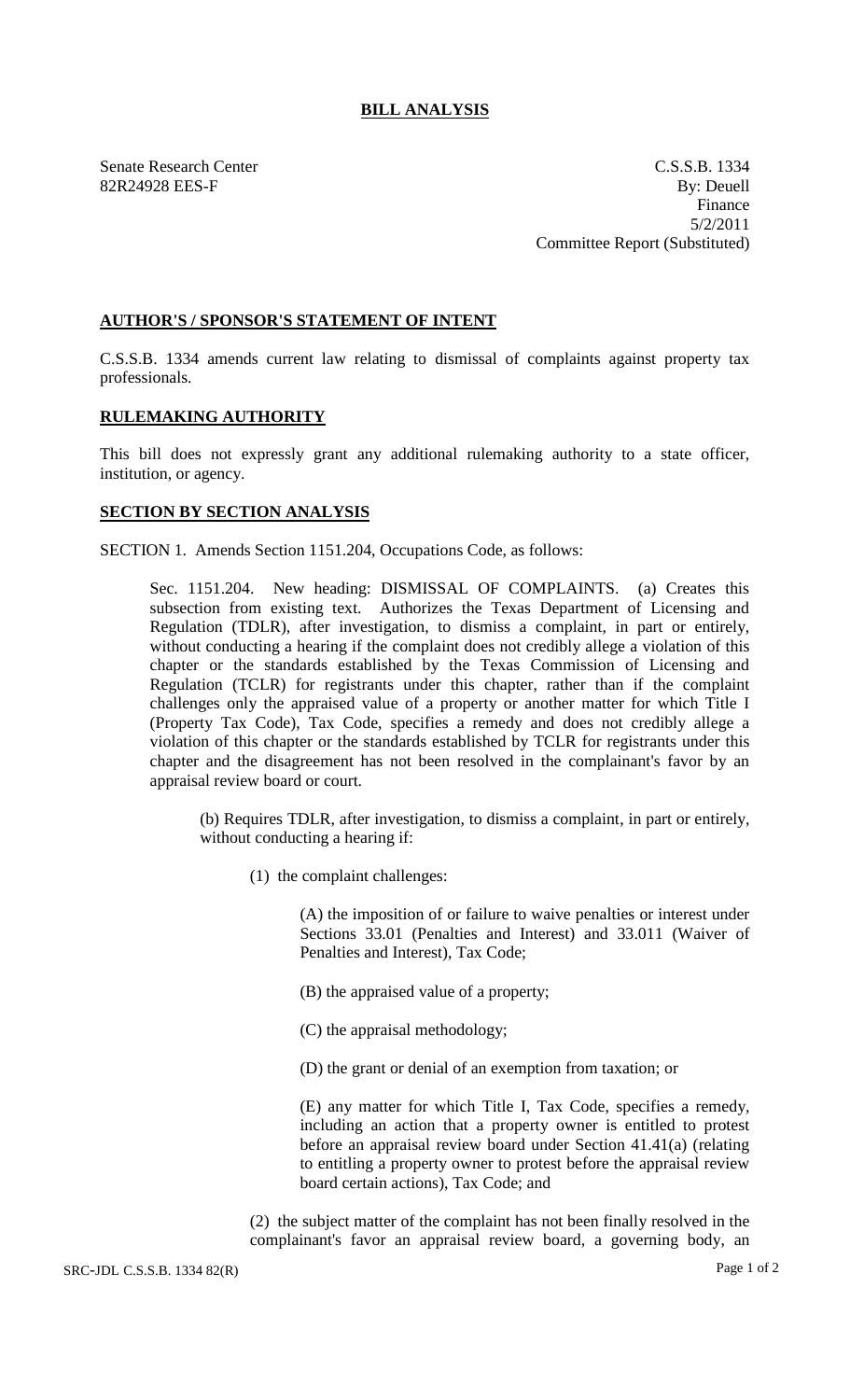# BILL ANALYSIS

Senate Research Center
82R24928 EES-F

C.S.S.B. 1334
By: Deuell
Finance
5/2/2011
Committee Report (Substituted)

## AUTHOR'S / SPONSOR'S STATEMENT OF INTENT

C.S.S.B. 1334 amends current law relating to dismissal of complaints against property tax professionals.

## RULEMAKING AUTHORITY

This bill does not expressly grant any additional rulemaking authority to a state officer, institution, or agency.

## SECTION BY SECTION ANALYSIS

SECTION 1. Amends Section 1151.204, Occupations Code, as follows:

Sec. 1151.204. New heading: DISMISSAL OF COMPLAINTS. (a) Creates this subsection from existing text. Authorizes the Texas Department of Licensing and Regulation (TDLR), after investigation, to dismiss a complaint, in part or entirely, without conducting a hearing if the complaint does not credibly allege a violation of this chapter or the standards established by the Texas Commission of Licensing and Regulation (TCLR) for registrants under this chapter, rather than if the complaint challenges only the appraised value of a property or another matter for which Title I (Property Tax Code), Tax Code, specifies a remedy and does not credibly allege a violation of this chapter or the standards established by TCLR for registrants under this chapter and the disagreement has not been resolved in the complainant's favor by an appraisal review board or court.

(b) Requires TDLR, after investigation, to dismiss a complaint, in part or entirely, without conducting a hearing if:

(1) the complaint challenges:

(A) the imposition of or failure to waive penalties or interest under Sections 33.01 (Penalties and Interest) and 33.011 (Waiver of Penalties and Interest), Tax Code;

(B) the appraised value of a property;

(C) the appraisal methodology;

(D) the grant or denial of an exemption from taxation; or

(E) any matter for which Title I, Tax Code, specifies a remedy, including an action that a property owner is entitled to protest before an appraisal review board under Section 41.41(a) (relating to entitling a property owner to protest before the appraisal review board certain actions), Tax Code; and

(2) the subject matter of the complaint has not been finally resolved in the complainant's favor an appraisal review board, a governing body, an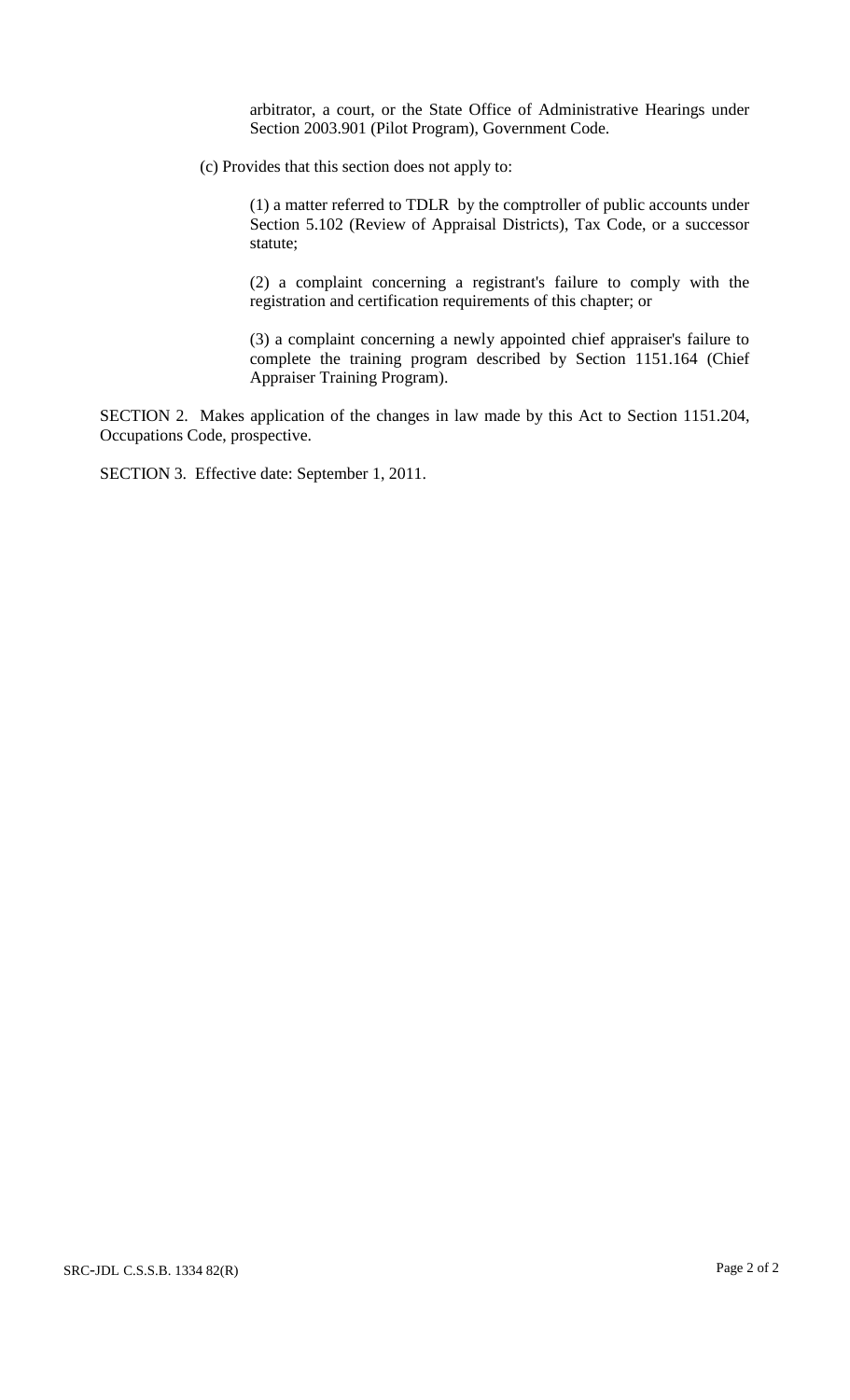arbitrator, a court, or the State Office of Administrative Hearings under Section 2003.901 (Pilot Program), Government Code.

(c) Provides that this section does not apply to:

(1) a matter referred to TDLR by the comptroller of public accounts under Section 5.102 (Review of Appraisal Districts), Tax Code, or a successor statute;

(2) a complaint concerning a registrant's failure to comply with the registration and certification requirements of this chapter; or

(3) a complaint concerning a newly appointed chief appraiser's failure to complete the training program described by Section 1151.164 (Chief Appraiser Training Program).

SECTION 2. Makes application of the changes in law made by this Act to Section 1151.204, Occupations Code, prospective.

SECTION 3. Effective date: September 1, 2011.